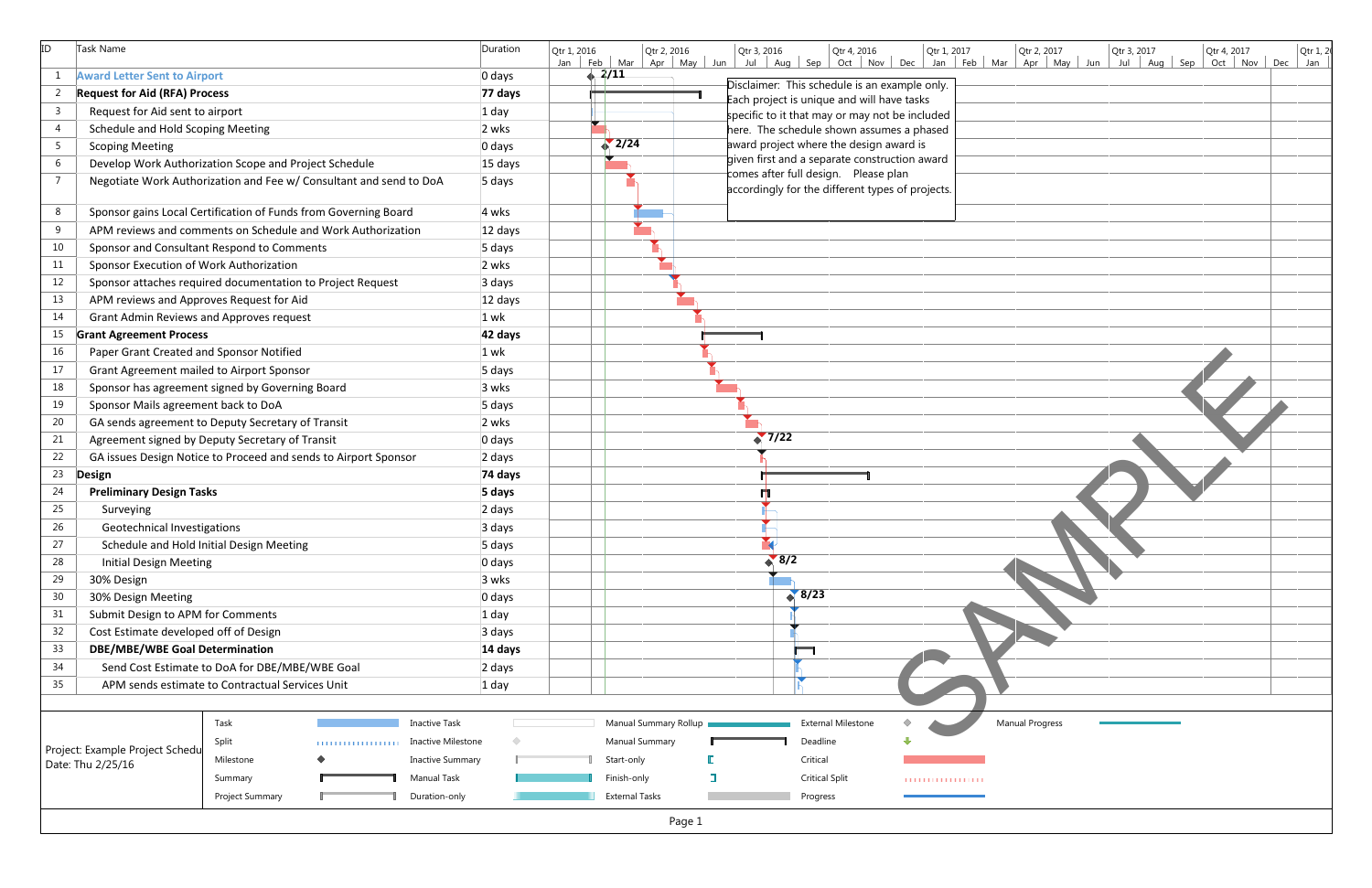| ID | Task Name | Duration |
|---|---|---|
| 1 | Award Letter Sent to Airport | 0 days |
| 2 | **Request for Aid (RFA) Process** | **77 days** |
| 3 | Request for Aid sent to airport | 1 day |
| 4 | Schedule and Hold Scoping Meeting | 2 wks |
| 5 | Scoping Meeting | 0 days |
| 6 | Develop Work Authorization Scope and Project Schedule | 15 days |
| 7 | Negotiate Work Authorization and Fee w/ Consultant and send to DoA | 5 days |
| 8 | Sponsor gains Local Certification of Funds from Governing Board | 4 wks |
| 9 | APM reviews and comments on Schedule and Work Authorization | 12 days |
| 10 | Sponsor and Consultant Respond to Comments | 5 days |
| 11 | Sponsor Execution of Work Authorization | 2 wks |
| 12 | Sponsor attaches required documentation to Project Request | 3 days |
| 13 | APM reviews and Approves Request for Aid | 12 days |
| 14 | Grant Admin Reviews and Approves request | 1 wk |
| 15 | **Grant Agreement Process** | **42 days** |
| 16 | Paper Grant Created and Sponsor Notified | 1 wk |
| 17 | Grant Agreement mailed to Airport Sponsor | 5 days |
| 18 | Sponsor has agreement signed by Governing Board | 3 wks |
| 19 | Sponsor Mails agreement back to DoA | 5 days |
| 20 | GA sends agreement to Deputy Secretary of Transit | 2 wks |
| 21 | Agreement signed by Deputy Secretary of Transit | 0 days |
| 22 | GA issues Design Notice to Proceed and sends to Airport Sponsor | 2 days |
| 23 | **Design** | **74 days** |
| 24 | **Preliminary Design Tasks** | **5 days** |
| 25 | Surveying | 2 days |
| 26 | Geotechnical Investigations | 3 days |
| 27 | Schedule and Hold Initial Design Meeting | 5 days |
| 28 | Initial Design Meeting | 0 days |
| 29 | 30% Design | 3 wks |
| 30 | 30% Design Meeting | 0 days |
| 31 | Submit Design to APM for Comments | 1 day |
| 32 | Cost Estimate developed off of Design | 3 days |
| 33 | **DBE/MBE/WBE Goal Determination** | **14 days** |
| 34 | Send Cost Estimate to DoA for DBE/MBE/WBE Goal | 2 days |
| 35 | APM sends estimate to Contractual Services Unit | 1 day |

Milestones: 2/11, 2/24, 7/22, 8/2, 8/23

Disclaimer: This schedule is an example only. Each project is unique and will have tasks specific to it that may or may not be included here. The schedule shown assumes a phased award project where the design award is given first and a separate construction award comes after full design. Please plan accordingly for the different types of projects.

SAMPLE

Project: Example Project Schedu
Date: Thu 2/25/16

Legend: Task, Split, Milestone, Summary, Project Summary, Inactive Task, Inactive Milestone, Inactive Summary, Manual Task, Duration-only, Manual Summary Rollup, Manual Summary, Start-only, Finish-only, External Tasks, External Milestone, Deadline, Critical, Critical Split, Progress, Manual Progress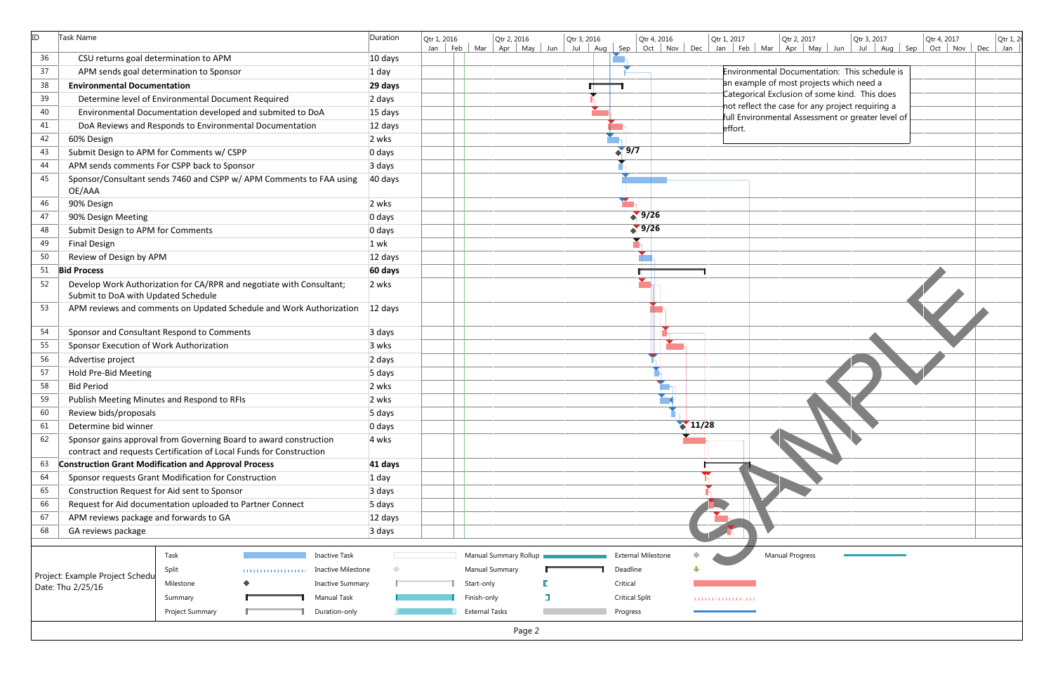| ID | Task Name | Duration |
|---|---|---|
| 36 | CSU returns goal determination to APM | 10 days |
| 37 | APM sends goal determination to Sponsor | 1 day |
| 38 | **Environmental Documentation** | **29 days** |
| 39 | Determine level of Environmental Document Required | 2 days |
| 40 | Environmental Documentation developed and submited to DoA | 15 days |
| 41 | DoA Reviews and Responds to Environmental Documentation | 12 days |
| 42 | 60% Design | 2 wks |
| 43 | Submit Design to APM for Comments w/ CSPP | 0 days |
| 44 | APM sends comments For CSPP back to Sponsor | 3 days |
| 45 | Sponsor/Consultant sends 7460 and CSPP w/ APM Comments to FAA using OE/AAA | 40 days |
| 46 | 90% Design | 2 wks |
| 47 | 90% Design Meeting | 0 days |
| 48 | Submit Design to APM for Comments | 0 days |
| 49 | Final Design | 1 wk |
| 50 | Review of Design by APM | 12 days |
| 51 | **Bid Process** | **60 days** |
| 52 | Develop Work Authorization for CA/RPR and negotiate with Consultant; Submit to DoA with Updated Schedule | 2 wks |
| 53 | APM reviews and comments on Updated Schedule and Work Authorization | 12 days |
| 54 | Sponsor and Consultant Respond to Comments | 3 days |
| 55 | Sponsor Execution of Work Authorization | 3 wks |
| 56 | Advertise project | 2 days |
| 57 | Hold Pre-Bid Meeting | 5 days |
| 58 | Bid Period | 2 wks |
| 59 | Publish Meeting Minutes and Respond to RFIs | 2 wks |
| 60 | Review bids/proposals | 5 days |
| 61 | Determine bid winner | 0 days |
| 62 | Sponsor gains approval from Governing Board to award construction contract and requests Certification of Local Funds for Construction | 4 wks |
| 63 | **Construction Grant Modification and Approval Process** | **41 days** |
| 64 | Sponsor requests Grant Modification for Construction | 1 day |
| 65 | Construction Request for Aid sent to Sponsor | 3 days |
| 66 | Request for Aid documentation uploaded to Partner Connect | 5 days |
| 67 | APM reviews package and forwards to GA | 12 days |
| 68 | GA reviews package | 3 days |

Milestones: 9/7 (43), 9/26 (47), 9/26 (48), 11/28 (61)

Environmental Documentation: This schedule is an example of most projects which need a Categorical Exclusion of some kind. This does not reflect the case for any project requiring a full Environmental Assessment or greater level of effort.

SAMPLE

Project: Example Project Schedu
Date: Thu 2/25/16

Legend: Task, Split, Milestone, Summary, Project Summary, Inactive Task, Inactive Milestone, Inactive Summary, Manual Task, Duration-only, Manual Summary Rollup, Manual Summary, Start-only, Finish-only, External Tasks, External Milestone, Deadline, Critical, Critical Split, Progress, Manual Progress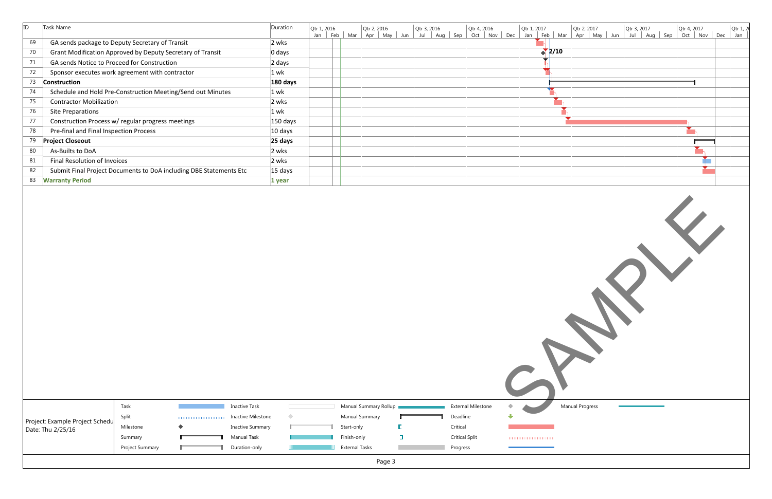| ID | Task Name | Duration |
|---|---|---|
| 69 | GA sends package to Deputy Secretary of Transit | 2 wks |
| 70 | Grant Modification Approved by Deputy Secretary of Transit | 0 days |
| 71 | GA sends Notice to Proceed for Construction | 2 days |
| 72 | Sponsor executes work agreement with contractor | 1 wk |
| 73 | **Construction** | **180 days** |
| 74 | Schedule and Hold Pre-Construction Meeting/Send out Minutes | 1 wk |
| 75 | Contractor Mobilization | 2 wks |
| 76 | Site Preparations | 1 wk |
| 77 | Construction Process w/ regular progress meetings | 150 days |
| 78 | Pre-final and Final Inspection Process | 10 days |
| 79 | **Project Closeout** | **25 days** |
| 80 | As-Builts to DoA | 2 wks |
| 81 | Final Resolution of Invoices | 2 wks |
| 82 | Submit Final Project Documents to DoA including DBE Statements Etc | 15 days |
| 83 | **Warranty Period** | **1 year** |

Qtr 1, 2016 Jan Feb Mar | Qtr 2, 2016 Apr May Jun | Qtr 3, 2016 Jul Aug Sep | Qtr 4, 2016 Oct Nov Dec | Qtr 1, 2017 Jan Feb Mar | Qtr 2, 2017 Apr May Jun | Qtr 3, 2017 Jul Aug Sep | Qtr 4, 2017 Oct Nov Dec | Qtr 1, 2 Jan

2/10

SAMPLE

Project: Example Project Schedu
Date: Thu 2/25/16

Task
Split
Milestone
Summary
Project Summary
Inactive Task
Inactive Milestone
Inactive Summary
Manual Task
Duration-only
Manual Summary Rollup
Manual Summary
Start-only
Finish-only
External Tasks
External Milestone
Deadline
Critical
Critical Split
Progress
Manual Progress